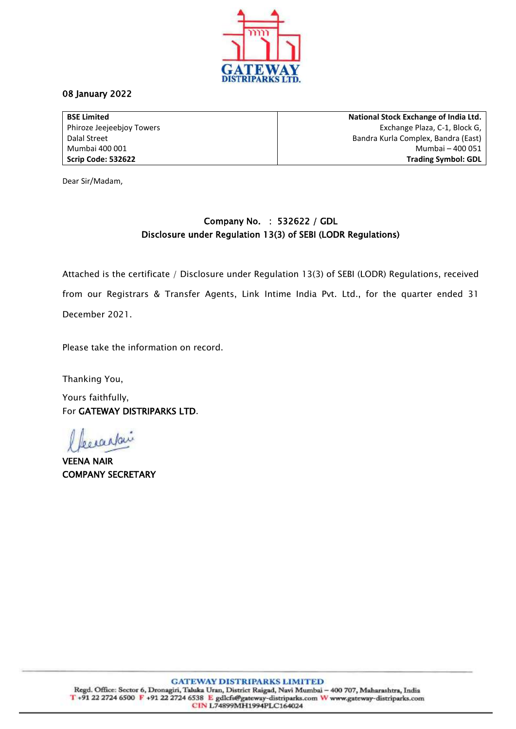08 January 2022

| **BSE Limited** | **National Stock Exchange of India Ltd.** |
| --- | --- |
| Phiroze Jeejeebjoy Towers | Exchange Plaza, C-1, Block G, |
| Dalal Street | Bandra Kurla Complex, Bandra (East) |
| Mumbai 400 001 | Mumbai – 400 051 |
| **Scrip Code: 532622** | **Trading Symbol: GDL** |

Dear Sir/Madam,

**Company No. : 532622 / GDL**
**Disclosure under Regulation 13(3) of SEBI (LODR Regulations)**

Attached is the certificate / Disclosure under Regulation 13(3) of SEBI (LODR) Regulations, received from our Registrars & Transfer Agents, Link Intime India Pvt. Ltd., for the quarter ended 31 December 2021.

Please take the information on record.

Thanking You,

Yours faithfully,
For **GATEWAY DISTRIPARKS LTD**.

**VEENA NAIR**
**COMPANY SECRETARY**

**GATEWAY DISTRIPARKS LIMITED**
Regd. Office: Sector 6, Dronagiri, Taluka Uran, District Raigad, Navi Mumbai – 400 707, Maharashtra, India
T +91 22 2724 6500 F +91 22 2724 6538 E gdlcfs@gateway-distriparks.com W www.gateway-distriparks.com
CIN L74899MH1994PLC164024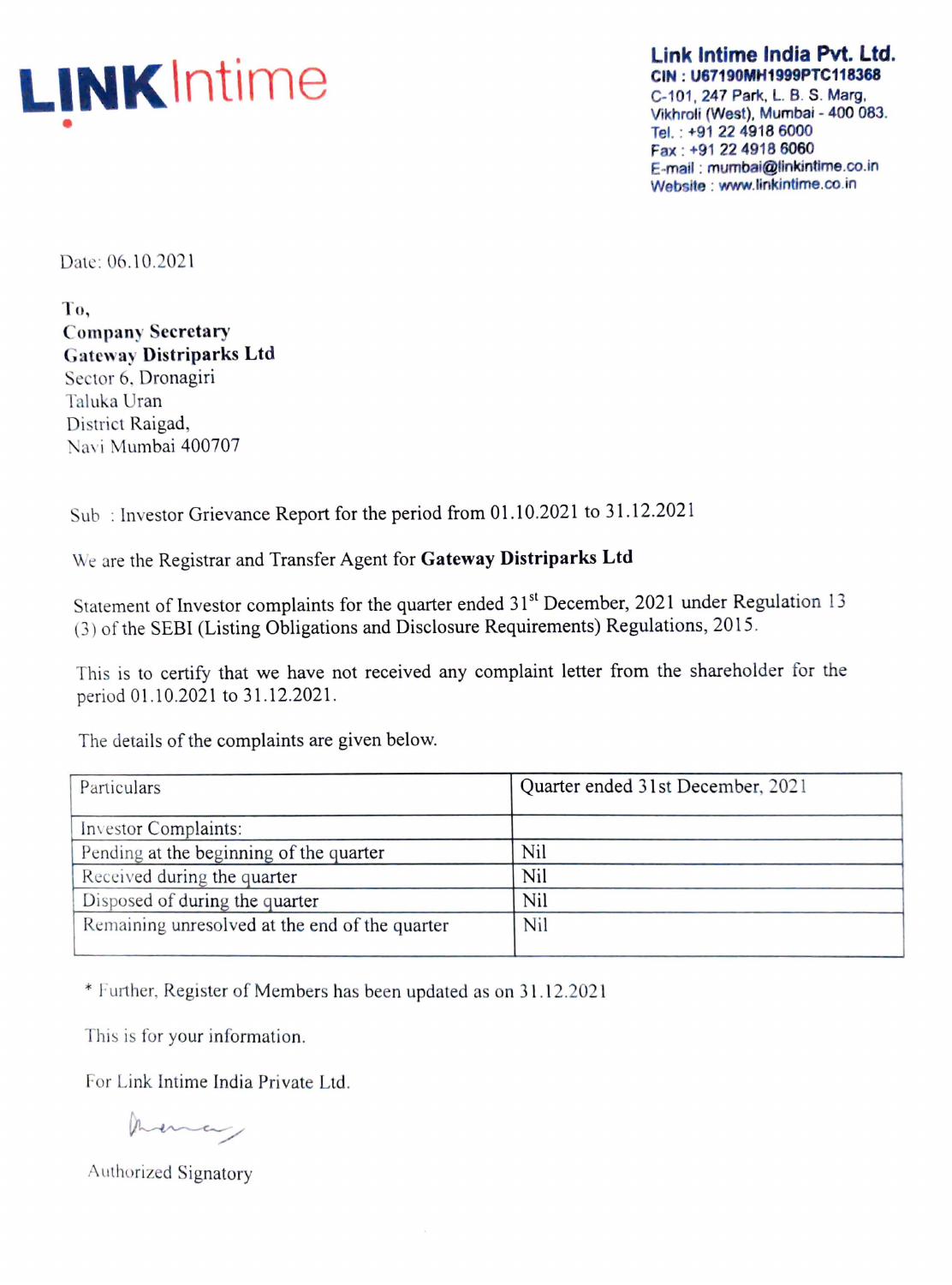**Link Intime India Pvt. Ltd.**
**CIN : U67190MH1999PTC118368**
C-101, 247 Park, L. B. S. Marg,
Vikhroli (West), Mumbai - 400 083.
Tel. : +91 22 4918 6000
Fax : +91 22 4918 6060
E-mail : mumbai@linkintime.co.in
Website : www.linkintime.co.in

Date: 06.10.2021

**To,**
**Company Secretary**
**Gateway Distriparks Ltd**
Sector 6, Dronagiri
Taluka Uran
District Raigad,
Navi Mumbai 400707

Sub : Investor Grievance Report for the period from 01.10.2021 to 31.12.2021

We are the Registrar and Transfer Agent for **Gateway Distriparks Ltd**

Statement of Investor complaints for the quarter ended 31st December, 2021 under Regulation 13 (3) of the SEBI (Listing Obligations and Disclosure Requirements) Regulations, 2015.

This is to certify that we have not received any complaint letter from the shareholder for the period 01.10.2021 to 31.12.2021.

The details of the complaints are given below.

| Particulars | Quarter ended 31st December, 2021 |
|---|---|
| Investor Complaints: | |
| Pending at the beginning of the quarter | Nil |
| Received during the quarter | Nil |
| Disposed of during the quarter | Nil |
| Remaining unresolved at the end of the quarter | Nil |

* Further, Register of Members has been updated as on 31.12.2021

This is for your information.

For Link Intime India Private Ltd.

Authorized Signatory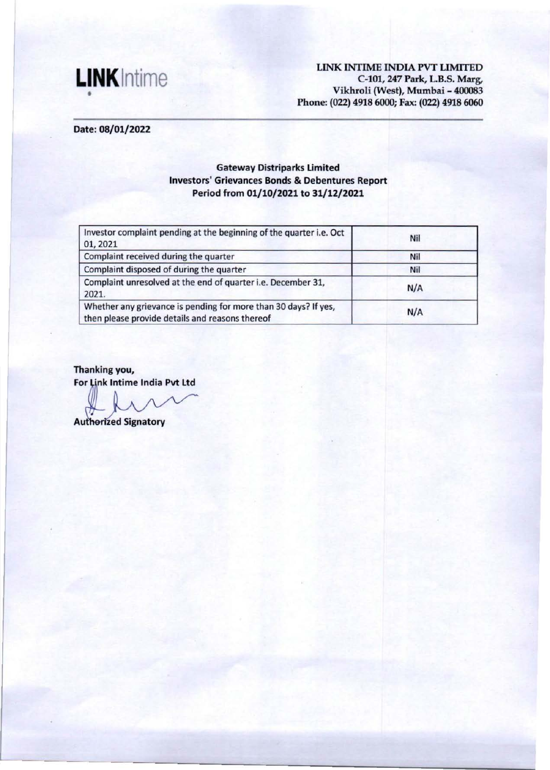**LINK** Intime

**LINK INTIME INDIA PVT LIMITED**
C-101, 247 Park, L.B.S. Marg,
Vikhroli (West), Mumbai – 400083
Phone: (022) 4918 6000; Fax: (022) 4918 6060

**Date: 08/01/2022**

**Gateway Distriparks Limited**
**Investors' Grievances Bonds & Debentures Report**
**Period from 01/10/2021 to 31/12/2021**

| | |
|---|---|
| Investor complaint pending at the beginning of the quarter i.e. Oct 01, 2021 | Nil |
| Complaint received during the quarter | Nil |
| Complaint disposed of during the quarter | Nil |
| Complaint unresolved at the end of quarter i.e. December 31, 2021. | N/A |
| Whether any grievance is pending for more than 30 days? If yes, then please provide details and reasons thereof | N/A |

**Thanking you,**
**For Link Intime India Pvt Ltd**

**Authorized Signatory**